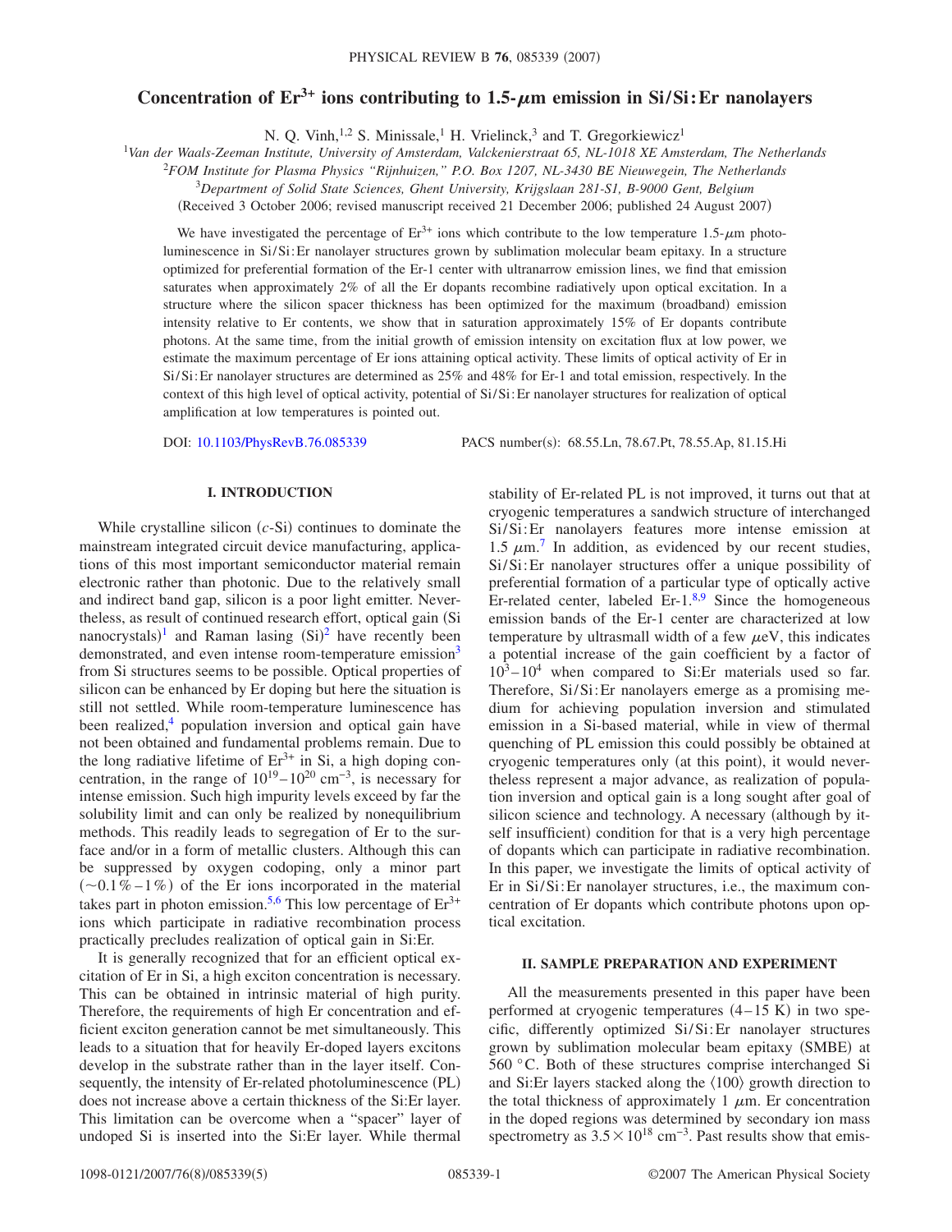# Concentration of $Er^{3+}$ ions contributing to 1.5-$\mu$m emission in Si/Si:Er nanolayers

N. Q. Vinh,[1,2] S. Minissale,[1] H. Vrielinck,[3] and T. Gregorkiewicz[1]

[1]*Van der Waals-Zeeman Institute, University of Amsterdam, Valckenierstraat 65, NL-1018 XE Amsterdam, The Netherlands*

[2]*FOM Institute for Plasma Physics "Rijnhuizen," P.O. Box 1207, NL-3430 BE Nieuwegein, The Netherlands*

[3]*Department of Solid State Sciences, Ghent University, Krijgslaan 281-S1, B-9000 Gent, Belgium*

(Received 3 October 2006; revised manuscript received 21 December 2006; published 24 August 2007)

We have investigated the percentage of $Er^{3+}$ ions which contribute to the low temperature 1.5-$\mu$m photoluminescence in Si/Si:Er nanolayer structures grown by sublimation molecular beam epitaxy. In a structure optimized for preferential formation of the Er-1 center with ultranarrow emission lines, we find that emission saturates when approximately 2% of all the Er dopants recombine radiatively upon optical excitation. In a structure where the silicon spacer thickness has been optimized for the maximum (broadband) emission intensity relative to Er contents, we show that in saturation approximately 15% of Er dopants contribute photons. At the same time, from the initial growth of emission intensity on excitation flux at low power, we estimate the maximum percentage of Er ions attaining optical activity. These limits of optical activity of Er in Si/Si:Er nanolayer structures are determined as 25% and 48% for Er-1 and total emission, respectively. In the context of this high level of optical activity, potential of Si/Si:Er nanolayer structures for realization of optical amplification at low temperatures is pointed out.

DOI: 10.1103/PhysRevB.76.085339 PACS number(s): 68.55.Ln, 78.67.Pt, 78.55.Ap, 81.15.Hi

## I. INTRODUCTION

While crystalline silicon (*c*-Si) continues to dominate the mainstream integrated circuit device manufacturing, applications of this most important semiconductor material remain electronic rather than photonic. Due to the relatively small and indirect band gap, silicon is a poor light emitter. Nevertheless, as result of continued research effort, optical gain (Si nanocrystals)[1] and Raman lasing (Si)[2] have recently been demonstrated, and even intense room-temperature emission[3] from Si structures seems to be possible. Optical properties of silicon can be enhanced by Er doping but here the situation is still not settled. While room-temperature luminescence has been realized,[4] population inversion and optical gain have not been obtained and fundamental problems remain. Due to the long radiative lifetime of $Er^{3+}$ in Si, a high doping concentration, in the range of $10^{19}$–$10^{20}$ $cm^{-3}$, is necessary for intense emission. Such high impurity levels exceed by far the solubility limit and can only be realized by nonequilibrium methods. This readily leads to segregation of Er to the surface and/or in a form of metallic clusters. Although this can be suppressed by oxygen codoping, only a minor part ($\sim$0.1%–1%) of the Er ions incorporated in the material takes part in photon emission.[5,6] This low percentage of $Er^{3+}$ ions which participate in radiative recombination process practically precludes realization of optical gain in Si:Er.

It is generally recognized that for an efficient optical excitation of Er in Si, a high exciton concentration is necessary. This can be obtained in intrinsic material of high purity. Therefore, the requirements of high Er concentration and efficient exciton generation cannot be met simultaneously. This leads to a situation that for heavily Er-doped layers excitons develop in the substrate rather than in the layer itself. Consequently, the intensity of Er-related photoluminescence (PL) does not increase above a certain thickness of the Si:Er layer. This limitation can be overcome when a "spacer" layer of undoped Si is inserted into the Si:Er layer. While thermal stability of Er-related PL is not improved, it turns out that at cryogenic temperatures a sandwich structure of interchanged Si/Si:Er nanolayers features more intense emission at 1.5 $\mu$m.[7] In addition, as evidenced by our recent studies, Si/Si:Er nanolayer structures offer a unique possibility of preferential formation of a particular type of optically active Er-related center, labeled Er-1.[8,9] Since the homogeneous emission bands of the Er-1 center are characterized at low temperature by ultrasmall width of a few $\mu$eV, this indicates a potential increase of the gain coefficient by a factor of $10^3$–$10^4$ when compared to Si:Er materials used so far. Therefore, Si/Si:Er nanolayers emerge as a promising medium for achieving population inversion and stimulated emission in a Si-based material, while in view of thermal quenching of PL emission this could possibly be obtained at cryogenic temperatures only (at this point), it would nevertheless represent a major advance, as realization of population inversion and optical gain is a long sought after goal of silicon science and technology. A necessary (although by itself insufficient) condition for that is a very high percentage of dopants which can participate in radiative recombination. In this paper, we investigate the limits of optical activity of Er in Si/Si:Er nanolayer structures, i.e., the maximum concentration of Er dopants which contribute photons upon optical excitation.

## II. SAMPLE PREPARATION AND EXPERIMENT

All the measurements presented in this paper have been performed at cryogenic temperatures (4–15 K) in two specific, differently optimized Si/Si:Er nanolayer structures grown by sublimation molecular beam epitaxy (SMBE) at 560 °C. Both of these structures comprise interchanged Si and Si:Er layers stacked along the ⟨100⟩ growth direction to the total thickness of approximately 1 $\mu$m. Er concentration in the doped regions was determined by secondary ion mass spectrometry as $3.5 \times 10^{18}$ $cm^{-3}$. Past results show that emis-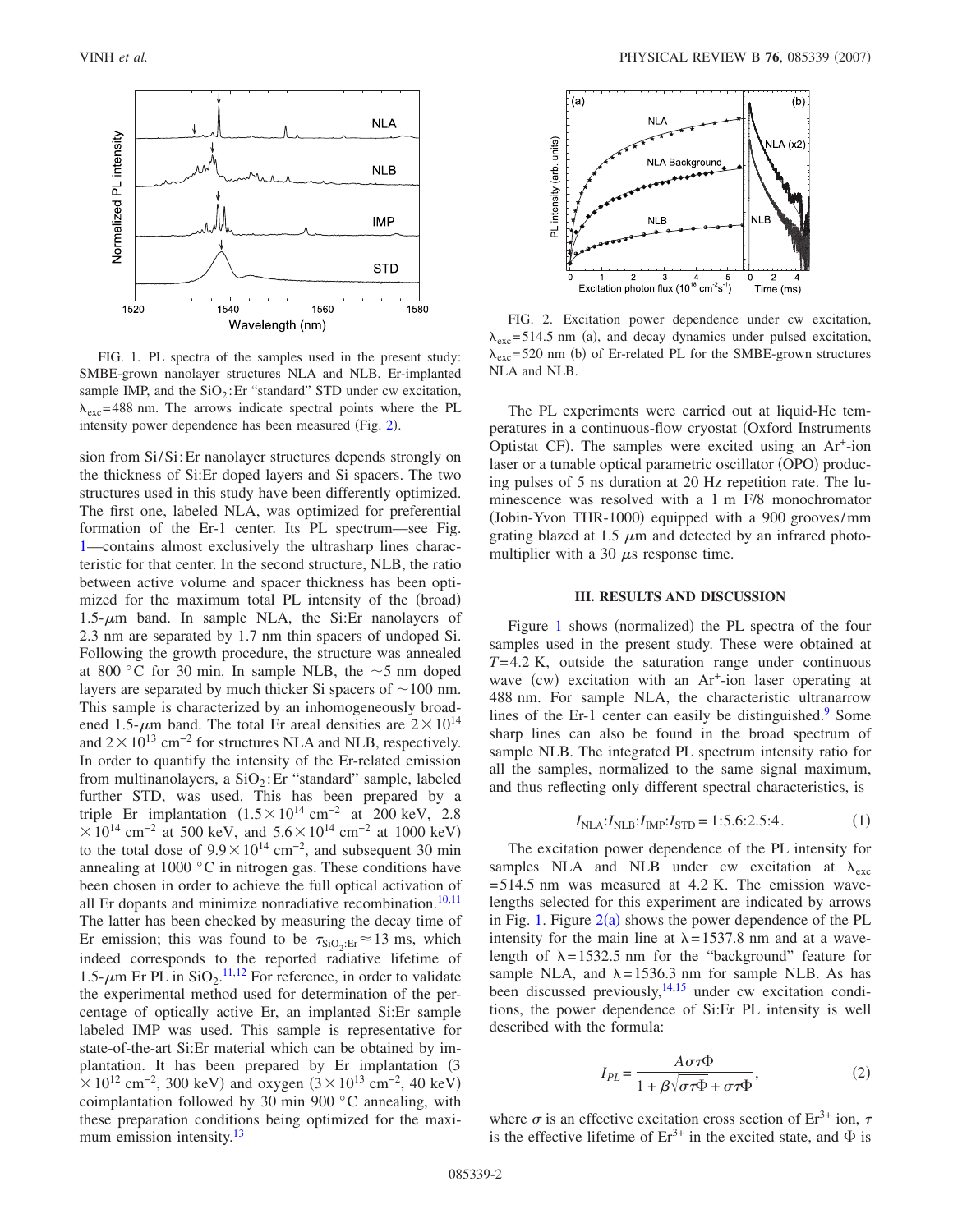FIG. 1. PL spectra of the samples used in the present study: SMBE-grown nanolayer structures NLA and NLB, Er-implanted sample IMP, and the $SiO_2$:Er "standard" STD under cw excitation, $\lambda_{exc}$=488 nm. The arrows indicate spectral points where the PL intensity power dependence has been measured (Fig. 2).

sion from Si/Si:Er nanolayer structures depends strongly on the thickness of Si:Er doped layers and Si spacers. The two structures used in this study have been differently optimized. The first one, labeled NLA, was optimized for preferential formation of the Er-1 center. Its PL spectrum—see Fig. 1—contains almost exclusively the ultrasharp lines characteristic for that center. In the second structure, NLB, the ratio between active volume and spacer thickness has been optimized for the maximum total PL intensity of the (broad) 1.5-$\mu$m band. In sample NLA, the Si:Er nanolayers of 2.3 nm are separated by 1.7 nm thin spacers of undoped Si. Following the growth procedure, the structure was annealed at 800 °C for 30 min. In sample NLB, the ~5 nm doped layers are separated by much thicker Si spacers of ~100 nm. This sample is characterized by an inhomogeneously broadened 1.5-$\mu$m band. The total Er areal densities are $2\times10^{14}$ and $2\times10^{13}$ $cm^{-2}$ for structures NLA and NLB, respectively. In order to quantify the intensity of the Er-related emission from multinanolayers, a $SiO_2$:Er "standard" sample, labeled further STD, was used. This has been prepared by a triple Er implantation ($1.5\times10^{14}$ $cm^{-2}$ at 200 keV, $2.8\times10^{14}$ $cm^{-2}$ at 500 keV, and $5.6\times10^{14}$ $cm^{-2}$ at 1000 keV) to the total dose of $9.9\times10^{14}$ $cm^{-2}$, and subsequent 30 min annealing at 1000 °C in nitrogen gas. These conditions have been chosen in order to achieve the full optical activation of all Er dopants and minimize nonradiative recombination.[10,11] The latter has been checked by measuring the decay time of Er emission; this was found to be $\tau_{SiO_2:Er}\approx 13$ ms, which indeed corresponds to the reported radiative lifetime of 1.5-$\mu$m Er PL in $SiO_2$.[11,12] For reference, in order to validate the experimental method used for determination of the percentage of optically active Er, an implanted Si:Er sample labeled IMP was used. This sample is representative for state-of-the-art Si:Er material which can be obtained by implantation. It has been prepared by Er implantation ($3\times10^{12}$ $cm^{-2}$, 300 keV) and oxygen ($3\times10^{13}$ $cm^{-2}$, 40 keV) coimplantation followed by 30 min 900 °C annealing, with these preparation conditions being optimized for the maximum emission intensity.[13]

FIG. 2. Excitation power dependence under cw excitation, $\lambda_{exc}$=514.5 nm (a), and decay dynamics under pulsed excitation, $\lambda_{exc}$=520 nm (b) of Er-related PL for the SMBE-grown structures NLA and NLB.

The PL experiments were carried out at liquid-He temperatures in a continuous-flow cryostat (Oxford Instruments Optistat CF). The samples were excited using an $Ar^+$-ion laser or a tunable optical parametric oscillator (OPO) producing pulses of 5 ns duration at 20 Hz repetition rate. The luminescence was resolved with a 1 m F/8 monochromator (Jobin-Yvon THR-1000) equipped with a 900 grooves/mm grating blazed at 1.5 $\mu$m and detected by an infrared photomultiplier with a 30 $\mu$s response time.

### III. RESULTS AND DISCUSSION

Figure 1 shows (normalized) the PL spectra of the four samples used in the present study. These were obtained at $T$=4.2 K, outside the saturation range under continuous wave (cw) excitation with an $Ar^+$-ion laser operating at 488 nm. For sample NLA, the characteristic ultranarrow lines of the Er-1 center can easily be distinguished.[9] Some sharp lines can also be found in the broad spectrum of sample NLB. The integrated PL spectrum intensity ratio for all the samples, normalized to the same signal maximum, and thus reflecting only different spectral characteristics, is

$$I_{NLA}:I_{NLB}:I_{IMP}:I_{STD} = 1:5.6:2.5:4. \tag{1}$$

The excitation power dependence of the PL intensity for samples NLA and NLB under cw excitation at $\lambda_{exc}$=514.5 nm was measured at 4.2 K. The emission wavelengths selected for this experiment are indicated by arrows in Fig. 1. Figure 2(a) shows the power dependence of the PL intensity for the main line at $\lambda$=1537.8 nm and at a wavelength of $\lambda$=1532.5 nm for the "background" feature for sample NLA, and $\lambda$=1536.3 nm for sample NLB. As has been discussed previously,[14,15] under cw excitation conditions, the power dependence of Si:Er PL intensity is well described with the formula:

$$I_{PL} = \frac{A\sigma\tau\Phi}{1+\beta\sqrt{\sigma\tau\Phi}+\sigma\tau\Phi}, \tag{2}$$

where $\sigma$ is an effective excitation cross section of $Er^{3+}$ ion, $\tau$ is the effective lifetime of $Er^{3+}$ in the excited state, and $\Phi$ is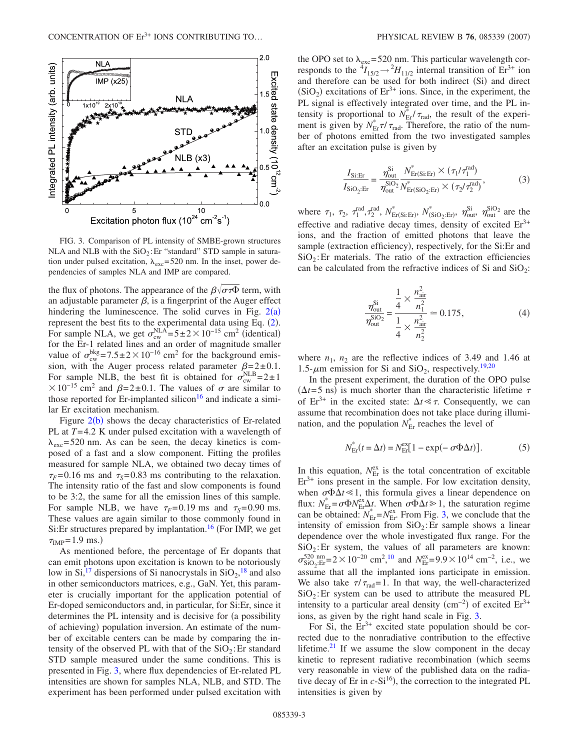FIG. 3. Comparison of PL intensity of SMBE-grown structures NLA and NLB with the $SiO_2$:Er "standard" STD sample in saturation under pulsed excitation, $\lambda_{exc}$=520 nm. In the inset, power dependencies of samples NLA and IMP are compared.

the flux of photons. The appearance of the $\beta\sqrt{\sigma\tau\Phi}$ term, with an adjustable parameter $\beta$, is a fingerprint of the Auger effect hindering the luminescence. The solid curves in Fig. 2(a) represent the best fits to the experimental data using Eq. (2). For sample NLA, we get $\sigma_{cw}^{NLA}=5\pm2\times10^{-15}$ cm$^2$ (identical) for the Er-1 related lines and an order of magnitude smaller value of $\sigma_{cw}^{bkg}=7.5\pm2\times10^{-16}$ cm$^2$ for the background emission, with the Auger process related parameter $\beta=2\pm0.1$. For sample NLB, the best fit is obtained for $\sigma_{cw}^{NLB}=2\pm1\times10^{-15}$ cm$^2$ and $\beta=2\pm0.1$. The values of $\sigma$ are similar to those reported for Er-implanted silicon[16] and indicate a similar Er excitation mechanism.

Figure 2(b) shows the decay characteristics of Er-related PL at $T$=4.2 K under pulsed excitation with a wavelength of $\lambda_{exc}$=520 nm. As can be seen, the decay kinetics is composed of a fast and a slow component. Fitting the profiles measured for sample NLA, we obtained two decay times of $\tau_F$=0.16 ms and $\tau_S$=0.83 ms contributing to the relaxation. The intensity ratio of the fast and slow components is found to be 3:2, the same for all the emission lines of this sample. For sample NLB, we have $\tau_F$=0.19 ms and $\tau_S$=0.90 ms. These values are again similar to those commonly found in Si:Er structures prepared by implantation.[16] (For IMP, we get $\tau_{IMP}$=1.9 ms.)

As mentioned before, the percentage of Er dopants that can emit photons upon excitation is known to be notoriously low in Si,[17] dispersions of Si nanocrystals in $SiO_2$,[18] and also in other semiconductors matrices, e.g., GaN. Yet, this parameter is crucially important for the application potential of Er-doped semiconductors and, in particular, for Si:Er, since it determines the PL intensity and is decisive for (a possibility of achieving) population inversion. An estimate of the number of excitable centers can be made by comparing the intensity of the observed PL with that of the $SiO_2$:Er standard STD sample measured under the same conditions. This is presented in Fig. 3, where flux dependencies of Er-related PL intensities are shown for samples NLA, NLB, and STD. The experiment has been performed under pulsed excitation with the OPO set to $\lambda_{exc}$=520 nm. This particular wavelength corresponds to the $^4I_{15/2}\rightarrow{}^2H_{11/2}$ internal transition of $Er^{3+}$ ion and therefore can be used for both indirect (Si) and direct ($SiO_2$) excitations of $Er^{3+}$ ions. Since, in the experiment, the PL signal is effectively integrated over time, and the PL intensity is proportional to $N_{Er}^*/\tau_{rad}$, the result of the experiment is given by $N_{Er}^*\tau/\tau_{rad}$. Therefore, the ratio of the number of photons emitted from the two investigated samples after an excitation pulse is given by

$$\frac{I_{Si:Er}}{I_{SiO_2:Er}}=\frac{\eta_{out}^{Si}}{\eta_{out}^{SiO_2}}\frac{N_{Er(Si:Er)}^*\times(\tau_1/\tau_1^{rad})}{N_{Er(SiO_2:Er)}^*\times(\tau_2/\tau_2^{rad})}, \tag{3}$$

where $\tau_1$, $\tau_2$, $\tau_1^{rad}$, $\tau_2^{rad}$, $N_{Er(Si:Er)}^*$, $N_{(SiO_2:Er)}^*$, $\eta_{out}^{Si}$, $\eta_{out}^{SiO_2}$ are the effective and radiative decay times, density of excited $Er^{3+}$ ions, and the fraction of emitted photons that leave the sample (extraction efficiency), respectively, for the Si:Er and $SiO_2$:Er materials. The ratio of the extraction efficiencies can be calculated from the refractive indices of Si and $SiO_2$:

$$\frac{\eta_{out}^{Si}}{\eta_{out}^{SiO_2}}=\frac{\frac{1}{4}\times\frac{n_{air}^2}{n_1^2}}{\frac{1}{4}\times\frac{n_{air}^2}{n_2^2}}\simeq0.175, \tag{4}$$

where $n_1$, $n_2$ are the reflective indices of 3.49 and 1.46 at 1.5-$\mu$m emission for Si and $SiO_2$, respectively.[19,20]

In the present experiment, the duration of the OPO pulse ($\Delta t$=5 ns) is much shorter than the characteristic lifetime $\tau$ of $Er^{3+}$ in the excited state: $\Delta t\ll\tau$. Consequently, we can assume that recombination does not take place during illumination, and the population $N_{Er}^*$ reaches the level of

$$N_{Er}^*(t=\Delta t)=N_{Er}^{ex}[1-\exp(-\sigma\Phi\Delta t)]. \tag{5}$$

In this equation, $N_{Er}^{ex}$ is the total concentration of excitable $Er^{3+}$ ions present in the sample. For low excitation density, when $\sigma\Phi\Delta t\ll1$, this formula gives a linear dependence on flux: $N_{Er}^*=\sigma\Phi N_{Er}^{ex}\Delta t$. When $\sigma\Phi\Delta t\gg1$, the saturation regime can be obtained: $N_{Er}^*=N_{Er}^{ex}$. From Fig. 3, we conclude that the intensity of emission from $SiO_2$:Er sample shows a linear dependence over the whole investigated flux range. For the $SiO_2$:Er system, the values of all parameters are known: $\sigma_{SiO_2:Er}^{520\text{ nm}}=2\times10^{-20}$ cm$^2$,[10] and $N_{Er}^{ex}=9.9\times10^{14}$ cm$^{-2}$, i.e., we assume that all the implanted ions participate in emission. We also take $\tau/\tau_{rad}$=1. In that way, the well-characterized $SiO_2$:Er system can be used to attribute the measured PL intensity to a particular areal density (cm$^{-2}$) of excited $Er^{3+}$ ions, as given by the right hand scale in Fig. 3.

For Si, the $Er^{3+}$ excited state population should be corrected due to the nonradiative contribution to the effective lifetime.[21] If we assume the slow component in the decay kinetic to represent radiative recombination (which seems very reasonable in view of the published data on the radiative decay of Er in $c$-Si[16]), the correction to the integrated PL intensities is given by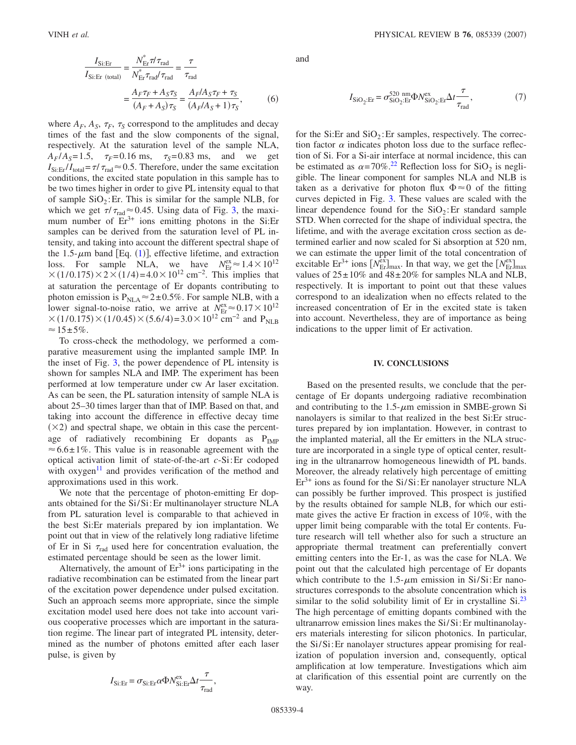$$
\frac{I_{\text{Si:Er}}}{I_{\text{Si:Er (total)}}} = \frac{N_{\text{Er}}^{*}\tau/\tau_{\text{rad}}}{N_{\text{Er}}^{*}\tau_{\text{rad}}/\tau_{\text{rad}}} = \frac{\tau}{\tau_{\text{rad}}}
$$

$$
= \frac{A_F\tau_F + A_S\tau_S}{(A_F + A_S)\tau_S} = \frac{A_F/A_S\tau_F + \tau_S}{(A_F/A_S + 1)\tau_S}, \qquad (6)
$$

where $A_F$, $A_S$, $\tau_F$, $\tau_S$ correspond to the amplitudes and decay times of the fast and the slow components of the signal, respectively. At the saturation level of the sample NLA, $A_F/A_S = 1.5$, $\tau_F = 0.16$ ms, $\tau_S = 0.83$ ms, and we get $I_{\text{Si:Er}}/I_{\text{total}} = \tau/\tau_{\text{rad}} \approx 0.5$. Therefore, under the same excitation conditions, the excited state population in this sample has to be two times higher in order to give PL intensity equal to that of sample $SiO_2$:Er. This is similar for the sample NLB, for which we get $\tau/\tau_{\text{rad}} \approx 0.45$. Using data of Fig. 3, the maximum number of $Er^{3+}$ ions emitting photons in the Si:Er samples can be derived from the saturation level of PL intensity, and taking into account the different spectral shape of the 1.5-$\mu$m band [Eq. (1)], effective lifetime, and extraction loss. For sample NLA, we have $N_{\text{Er}}^{\text{ex}} \approx 1.4 \times 10^{12} \times (1/0.175) \times 2 \times (1/4) = 4.0 \times 10^{12}$ cm$^{-2}$. This implies that at saturation the percentage of Er dopants contributing to photon emission is $P_{\text{NLA}} \approx 2 \pm 0.5\%$. For sample NLB, with a lower signal-to-noise ratio, we arrive at $N_{\text{Er}}^{\text{ex}} \approx 0.17 \times 10^{12} \times (1/0.175) \times (1/0.45) \times (5.6/4) = 3.0 \times 10^{12}$ cm$^{-2}$ and $P_{\text{NLB}} \approx 15 \pm 5\%$.

To cross-check the methodology, we performed a comparative measurement using the implanted sample IMP. In the inset of Fig. 3, the power dependence of PL intensity is shown for samples NLA and IMP. The experiment has been performed at low temperature under cw Ar laser excitation. As can be seen, the PL saturation intensity of sample NLA is about 25–30 times larger than that of IMP. Based on that, and taking into account the difference in effective decay time ($\times 2$) and spectral shape, we obtain in this case the percentage of radiatively recombining Er dopants as $P_{\text{IMP}} \approx 6.6 \pm 1\%$. This value is in reasonable agreement with the optical activation limit of state-of-the-art *c*-Si:Er codoped with oxygen[11] and provides verification of the method and approximations used in this work.

We note that the percentage of photon-emitting Er dopants obtained for the Si/Si:Er multinanolayer structure NLA from PL saturation level is comparable to that achieved in the best Si:Er materials prepared by ion implantation. We point out that in view of the relatively long radiative lifetime of Er in Si $\tau_{\text{rad}}$ used here for concentration evaluation, the estimated percentage should be seen as the lower limit.

Alternatively, the amount of $Er^{3+}$ ions participating in the radiative recombination can be estimated from the linear part of the excitation power dependence under pulsed excitation. Such an approach seems more appropriate, since the simple excitation model used here does not take into account various cooperative processes which are important in the saturation regime. The linear part of integrated PL intensity, determined as the number of photons emitted after each laser pulse, is given by

$$
I_{\text{Si:Er}} = \sigma_{\text{Si:Er}}\alpha\Phi N_{\text{Si:Er}}^{\text{ex}}\Delta t\frac{\tau}{\tau_{\text{rad}}},
$$

and

$$
I_{\text{SiO}_2\text{:Er}} = \sigma_{\text{SiO}_2\text{:Er}}^{520\text{ nm}}\Phi N_{\text{SiO}_2\text{:Er}}^{\text{ex}}\Delta t\frac{\tau}{\tau_{\text{rad}}}, \qquad (7)
$$

for the Si:Er and $SiO_2$:Er samples, respectively. The correction factor $\alpha$ indicates photon loss due to the surface reflection of Si. For a Si-air interface at normal incidence, this can be estimated as $\alpha = 70\%$.[22] Reflection loss for $SiO_2$ is negligible. The linear component for samples NLA and NLB is taken as a derivative for photon flux $\Phi \approx 0$ of the fitting curves depicted in Fig. 3. These values are scaled with the linear dependence found for the $SiO_2$:Er standard sample STD. When corrected for the shape of individual spectra, the lifetime, and with the average excitation cross section as determined earlier and now scaled for Si absorption at 520 nm, we can estimate the upper limit of the total concentration of excitable $Er^{3+}$ ions $[N_{\text{Er}}^{\text{ex}}]_{\text{max}}$. In that way, we get the $[N_{\text{Er}}^{\text{ex}}]_{\text{max}}$ values of $25 \pm 10\%$ and $48 \pm 20\%$ for samples NLA and NLB, respectively. It is important to point out that these values correspond to an idealization when no effects related to the increased concentration of Er in the excited state is taken into account. Nevertheless, they are of importance as being indications to the upper limit of Er activation.

## IV. CONCLUSIONS

Based on the presented results, we conclude that the percentage of Er dopants undergoing radiative recombination and contributing to the 1.5-$\mu$m emission in SMBE-grown Si nanolayers is similar to that realized in the best Si:Er structures prepared by ion implantation. However, in contrast to the implanted material, all the Er emitters in the NLA structure are incorporated in a single type of optical center, resulting in the ultranarrow homogeneous linewidth of PL bands. Moreover, the already relatively high percentage of emitting $Er^{3+}$ ions as found for the Si/Si:Er nanolayer structure NLA can possibly be further improved. This prospect is justified by the results obtained for sample NLB, for which our estimate gives the active Er fraction in excess of 10%, with the upper limit being comparable with the total Er contents. Future research will tell whether also for such a structure an appropriate thermal treatment can preferentially convert emitting centers into the Er-1, as was the case for NLA. We point out that the calculated high percentage of Er dopants which contribute to the 1.5-$\mu$m emission in Si/Si:Er nanostructures corresponds to the absolute concentration which is similar to the solid solubility limit of Er in crystalline Si.[23] The high percentage of emitting dopants combined with the ultranarrow emission lines makes the Si/Si:Er multinanolayers materials interesting for silicon photonics. In particular, the Si/Si:Er nanolayer structures appear promising for realization of population inversion and, consequently, optical amplification at low temperature. Investigations which aim at clarification of this essential point are currently on the way.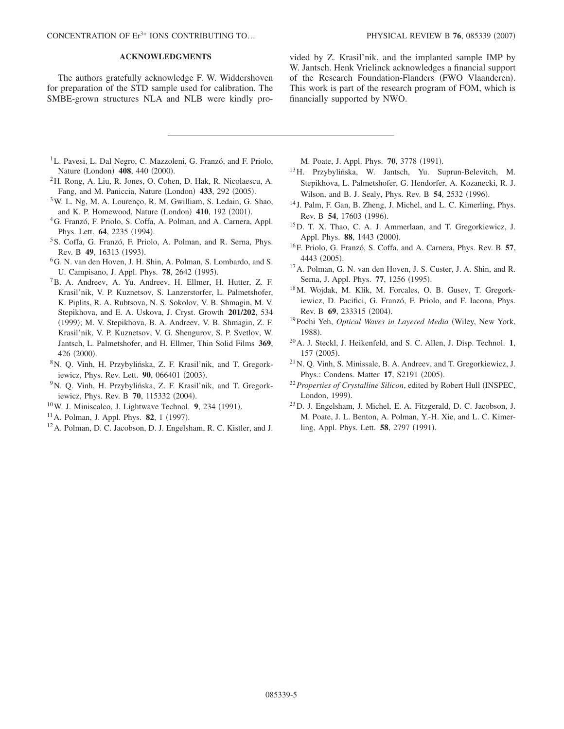## ACKNOWLEDGMENTS

The authors gratefully acknowledge F. W. Widdershoven for preparation of the STD sample used for calibration. The SMBE-grown structures NLA and NLB were kindly provided by Z. Krasil'nik, and the implanted sample IMP by W. Jantsch. Henk Vrielinck acknowledges a financial support of the Research Foundation-Flanders (FWO Vlaanderen). This work is part of the research program of FOM, which is financially supported by NWO.

[1] L. Pavesi, L. Dal Negro, C. Mazzoleni, G. Franzó, and F. Priolo, Nature (London) **408**, 440 (2000).

[2] H. Rong, A. Liu, R. Jones, O. Cohen, D. Hak, R. Nicolaescu, A. Fang, and M. Paniccia, Nature (London) **433**, 292 (2005).

[3] W. L. Ng, M. A. Lourenço, R. M. Gwilliam, S. Ledain, G. Shao, and K. P. Homewood, Nature (London) **410**, 192 (2001).

[4] G. Franzó, F. Priolo, S. Coffa, A. Polman, and A. Carnera, Appl. Phys. Lett. **64**, 2235 (1994).

[5] S. Coffa, G. Franzó, F. Priolo, A. Polman, and R. Serna, Phys. Rev. B **49**, 16313 (1993).

[6] G. N. van den Hoven, J. H. Shin, A. Polman, S. Lombardo, and S. U. Campisano, J. Appl. Phys. **78**, 2642 (1995).

[7] B. A. Andreev, A. Yu. Andreev, H. Ellmer, H. Hutter, Z. F. Krasil'nik, V. P. Kuznetsov, S. Lanzerstorfer, L. Palmetshofer, K. Piplits, R. A. Rubtsova, N. S. Sokolov, V. B. Shmagin, M. V. Stepikhova, and E. A. Uskova, J. Cryst. Growth **201/202**, 534 (1999); M. V. Stepikhova, B. A. Andreev, V. B. Shmagin, Z. F. Krasil'nik, V. P. Kuznetsov, V. G. Shengurov, S. P. Svetlov, W. Jantsch, L. Palmetshofer, and H. Ellmer, Thin Solid Films **369**, 426 (2000).

[8] N. Q. Vinh, H. Przybylińska, Z. F. Krasil'nik, and T. Gregorkiewicz, Phys. Rev. Lett. **90**, 066401 (2003).

[9] N. Q. Vinh, H. Przybylińska, Z. F. Krasil'nik, and T. Gregorkiewicz, Phys. Rev. B **70**, 115332 (2004).

[10] W. J. Miniscalco, J. Lightwave Technol. **9**, 234 (1991).

[11] A. Polman, J. Appl. Phys. **82**, 1 (1997).

[12] A. Polman, D. C. Jacobson, D. J. Engelsham, R. C. Kistler, and J. M. Poate, J. Appl. Phys. **70**, 3778 (1991).

[13] H. Przybylińska, W. Jantsch, Yu. Suprun-Belevitch, M. Stepikhova, L. Palmetshofer, G. Hendorfer, A. Kozanecki, R. J. Wilson, and B. J. Sealy, Phys. Rev. B **54**, 2532 (1996).

[14] J. Palm, F. Gan, B. Zheng, J. Michel, and L. C. Kimerling, Phys. Rev. B **54**, 17603 (1996).

[15] D. T. X. Thao, C. A. J. Ammerlaan, and T. Gregorkiewicz, J. Appl. Phys. **88**, 1443 (2000).

[16] F. Priolo, G. Franzó, S. Coffa, and A. Carnera, Phys. Rev. B **57**, 4443 (2005).

[17] A. Polman, G. N. van den Hoven, J. S. Custer, J. A. Shin, and R. Serna, J. Appl. Phys. **77**, 1256 (1995).

[18] M. Wojdak, M. Klik, M. Forcales, O. B. Gusev, T. Gregorkiewicz, D. Pacifici, G. Franzó, F. Priolo, and F. Iacona, Phys. Rev. B **69**, 233315 (2004).

[19] Pochi Yeh, *Optical Waves in Layered Media* (Wiley, New York, 1988).

[20] A. J. Steckl, J. Heikenfeld, and S. C. Allen, J. Disp. Technol. **1**, 157 (2005).

[21] N. Q. Vinh, S. Minissale, B. A. Andreev, and T. Gregorkiewicz, J. Phys.: Condens. Matter **17**, S2191 (2005).

[22] *Properties of Crystalline Silicon*, edited by Robert Hull (INSPEC, London, 1999).

[23] D. J. Engelsham, J. Michel, E. A. Fitzgerald, D. C. Jacobson, J. M. Poate, J. L. Benton, A. Polman, Y.-H. Xie, and L. C. Kimerling, Appl. Phys. Lett. **58**, 2797 (1991).